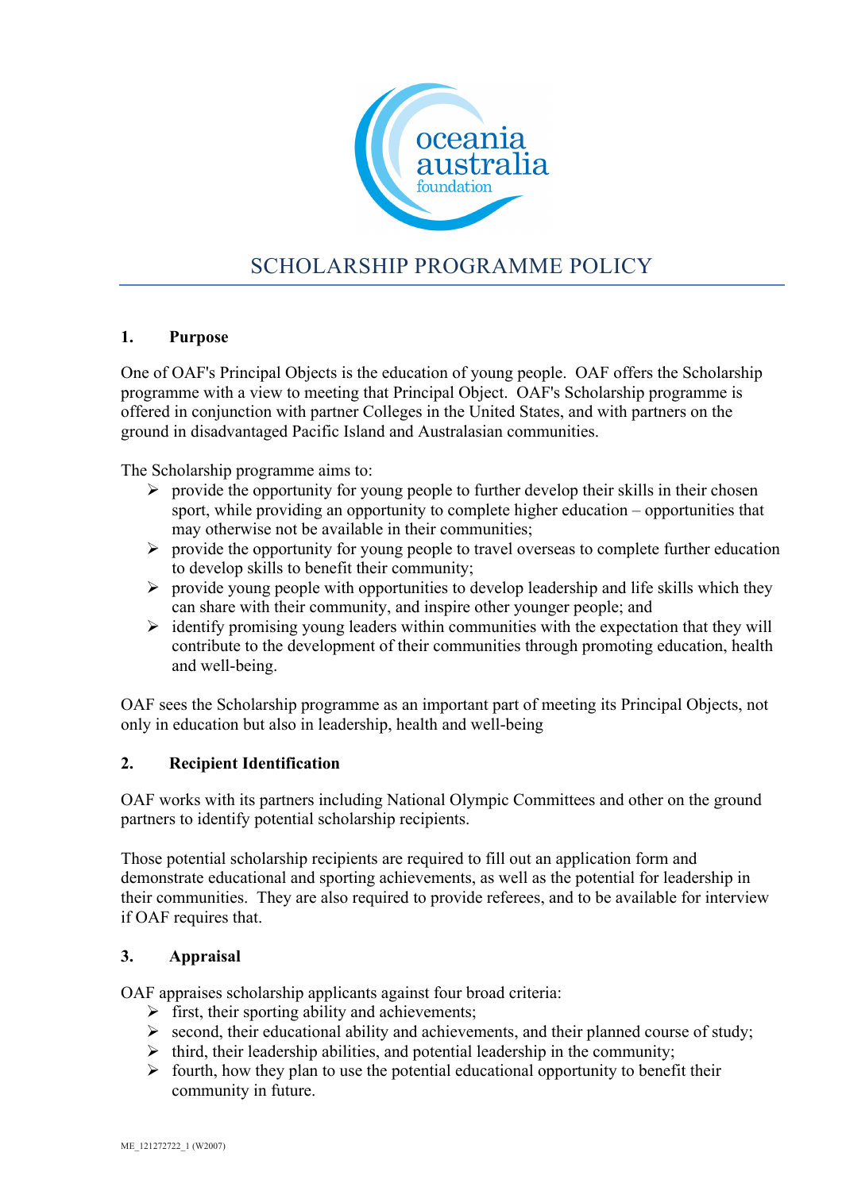# SCHOLARSHIP PROGRAMME POLICY

## 1. Purpose

One of OAF's Principal Objects is the education of young people. OAF offers the Scholarship programme with a view to meeting that Principal Object. OAF's Scholarship programme is offered in conjunction with partner Colleges in the United States, and with partners on the ground in disadvantaged Pacific Island and Australasian communities.

The Scholarship programme aims to:

- provide the opportunity for young people to further develop their skills in their chosen sport, while providing an opportunity to complete higher education – opportunities that may otherwise not be available in their communities;
- provide the opportunity for young people to travel overseas to complete further education to develop skills to benefit their community;
- provide young people with opportunities to develop leadership and life skills which they can share with their community, and inspire other younger people; and
- identify promising young leaders within communities with the expectation that they will contribute to the development of their communities through promoting education, health and well-being.

OAF sees the Scholarship programme as an important part of meeting its Principal Objects, not only in education but also in leadership, health and well-being

## 2. Recipient Identification

OAF works with its partners including National Olympic Committees and other on the ground partners to identify potential scholarship recipients.

Those potential scholarship recipients are required to fill out an application form and demonstrate educational and sporting achievements, as well as the potential for leadership in their communities. They are also required to provide referees, and to be available for interview if OAF requires that.

## 3. Appraisal

OAF appraises scholarship applicants against four broad criteria:

- first, their sporting ability and achievements;
- second, their educational ability and achievements, and their planned course of study;
- third, their leadership abilities, and potential leadership in the community;
- fourth, how they plan to use the potential educational opportunity to benefit their community in future.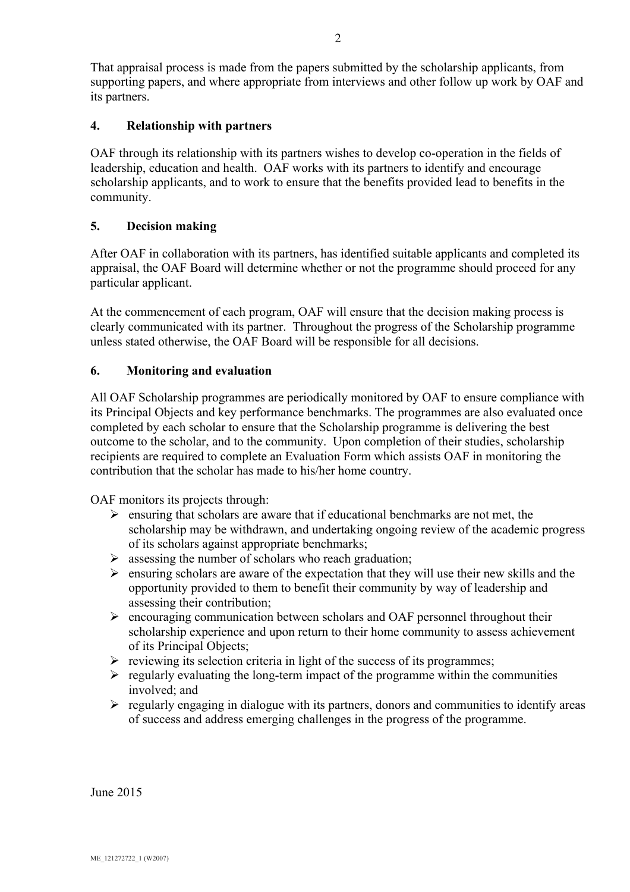That appraisal process is made from the papers submitted by the scholarship applicants, from supporting papers, and where appropriate from interviews and other follow up work by OAF and its partners.

## 4. Relationship with partners

OAF through its relationship with its partners wishes to develop co-operation in the fields of leadership, education and health. OAF works with its partners to identify and encourage scholarship applicants, and to work to ensure that the benefits provided lead to benefits in the community.

## 5. Decision making

After OAF in collaboration with its partners, has identified suitable applicants and completed its appraisal, the OAF Board will determine whether or not the programme should proceed for any particular applicant.

At the commencement of each program, OAF will ensure that the decision making process is clearly communicated with its partner. Throughout the progress of the Scholarship programme unless stated otherwise, the OAF Board will be responsible for all decisions.

## 6. Monitoring and evaluation

All OAF Scholarship programmes are periodically monitored by OAF to ensure compliance with its Principal Objects and key performance benchmarks. The programmes are also evaluated once completed by each scholar to ensure that the Scholarship programme is delivering the best outcome to the scholar, and to the community. Upon completion of their studies, scholarship recipients are required to complete an Evaluation Form which assists OAF in monitoring the contribution that the scholar has made to his/her home country.

OAF monitors its projects through:

- ensuring that scholars are aware that if educational benchmarks are not met, the scholarship may be withdrawn, and undertaking ongoing review of the academic progress of its scholars against appropriate benchmarks;
- assessing the number of scholars who reach graduation;
- ensuring scholars are aware of the expectation that they will use their new skills and the opportunity provided to them to benefit their community by way of leadership and assessing their contribution;
- encouraging communication between scholars and OAF personnel throughout their scholarship experience and upon return to their home community to assess achievement of its Principal Objects;
- reviewing its selection criteria in light of the success of its programmes;
- regularly evaluating the long-term impact of the programme within the communities involved; and
- regularly engaging in dialogue with its partners, donors and communities to identify areas of success and address emerging challenges in the progress of the programme.

June 2015

ME_121272722_1 (W2007)